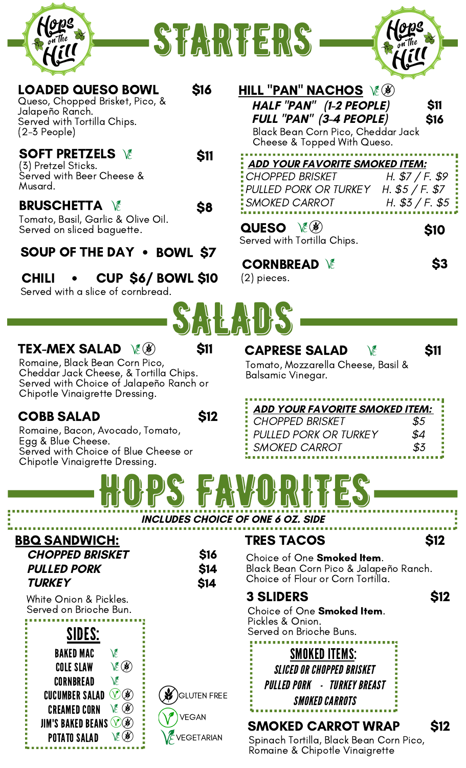Hops on The Hill

# STARTERS

### LOADED QUESO BOWL — $16
Queso, Chopped Brisket, Pico, & Jalapeño Ranch.
Served with Tortilla Chips.
(2-3 People)

### SOFT PRETZELS (Vegetarian) — $11
(3) Pretzel Sticks.
Served with Beer Cheese & Musard.

### BRUSCHETTA (Vegetarian) — $8
Tomato, Basil, Garlic & Olive Oil.
Served on sliced baguette.

### SOUP OF THE DAY • BOWL $7

### CHILI • CUP $6/ BOWL $10
Served with a slice of cornbread.

### HILL "PAN" NACHOS (Vegetarian, Gluten Free)
***HALF "PAN" (1-2 PEOPLE)*** — $11
***FULL "PAN" (3-4 PEOPLE)*** — $16
Black Bean Corn Pico, Cheddar Jack Cheese & Topped With Queso.

***ADD YOUR FAVORITE SMOKED ITEM:***

| | |
|---|---|
| *CHOPPED BRISKET* | *H. $7 / F. $9* |
| *PULLED PORK OR TURKEY* | *H. $5 / F. $7* |
| *SMOKED CARROT* | *H. $3 / F. $5* |

### QUESO (Vegetarian, Gluten Free) — $10
Served with Tortilla Chips.

### CORNBREAD (Vegetarian) — $3
(2) pieces.

# SALADS

### TEX-MEX SALAD (Vegetarian, Gluten Free) — $11
Romaine, Black Bean Corn Pico, Cheddar Jack Cheese, & Tortilla Chips.
Served with Choice of Jalapeño Ranch or Chipotle Vinaigrette Dressing.

### COBB SALAD — $12
Romaine, Bacon, Avocado, Tomato, Egg & Blue Cheese.
Served with Choice of Blue Cheese or Chipotle Vinaigrette Dressing.

### CAPRESE SALAD (Vegetarian) — $11
Tomato, Mozzarella Cheese, Basil & Balsamic Vinegar.

***ADD YOUR FAVORITE SMOKED ITEM:***

| | |
|---|---|
| *CHOPPED BRISKET* | *$5* |
| *PULLED PORK OR TURKEY* | *$4* |
| *SMOKED CARROT* | *$3* |

# HOPS FAVORITES

***INCLUDES CHOICE OF ONE 6 OZ. SIDE***

### BBQ SANDWICH:

| | |
|---|---|
| ***CHOPPED BRISKET*** | **$16** |
| ***PULLED PORK*** | **$14** |
| ***TURKEY*** | **$14** |

White Onion & Pickles.
Served on Brioche Bun.

**SIDES:**
- BAKED MAC (Vegetarian)
- COLE SLAW (Vegetarian, Gluten Free)
- CORNBREAD (Vegetarian)
- CUCUMBER SALAD (Vegan, Gluten Free)
- CREAMED CORN (Vegetarian, Gluten Free)
- JIM'S BAKED BEANS (Vegan, Gluten Free)
- POTATO SALAD (Vegetarian, Gluten Free)

### TRES TACOS — $12
Choice of One **Smoked Item**.
Black Bean Corn Pico & Jalapeño Ranch.
Choice of Flour or Corn Tortilla.

### 3 SLIDERS — $12
Choice of One **Smoked Item**.
Pickles & Onion.
Served on Brioche Buns.

**SMOKED ITEMS:**
*SLICED OR CHOPPED BRISKET*
*PULLED PORK - TURKEY BREAST*
*SMOKED CARROTS*

### SMOKED CARROT WRAP — $12
Spinach Tortilla, Black Bean Corn Pico, Romaine & Chipotle Vinaigrette

GLUTEN FREE · VEGAN · VEGETARIAN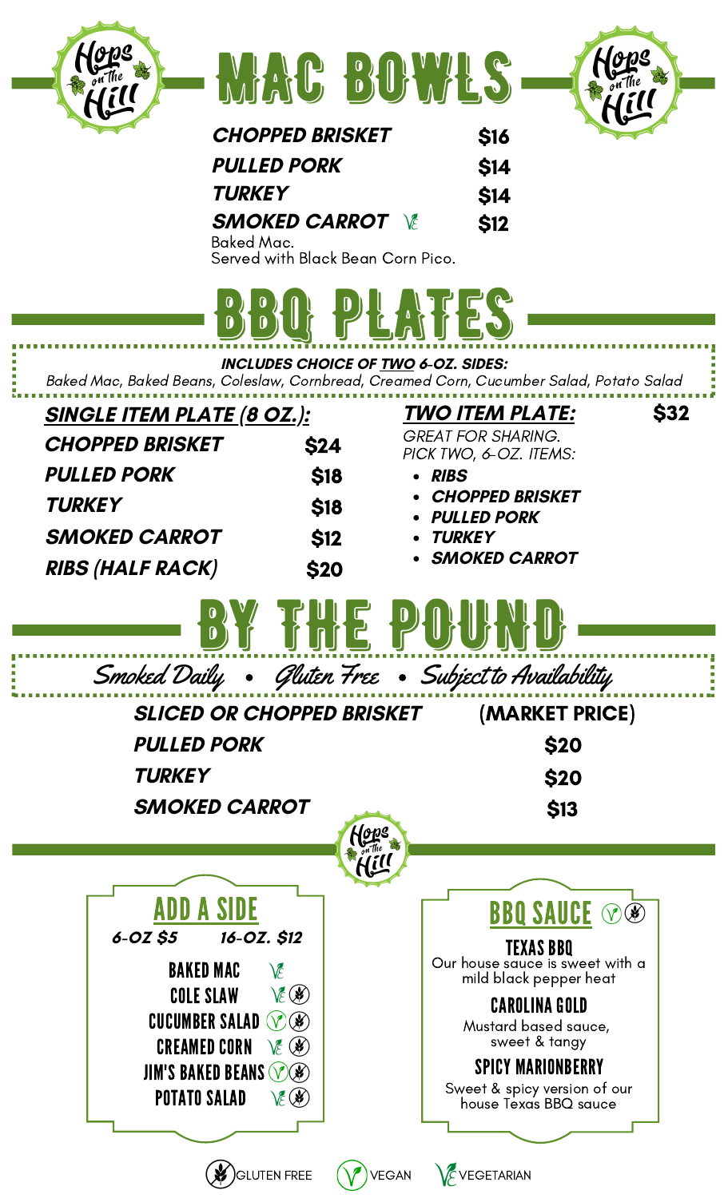# MAC BOWLS

| | |
|---|---|
| **CHOPPED BRISKET** | **$16** |
| **PULLED PORK** | **$14** |
| **TURKEY** | **$14** |
| **SMOKED CARROT** (Vegetarian) | **$12** |

Baked Mac.
Served with Black Bean Corn Pico.

# BBQ PLATES

***INCLUDES CHOICE OF TWO 6-OZ. SIDES:***
*Baked Mac, Baked Beans, Coleslaw, Cornbread, Creamed Corn, Cucumber Salad, Potato Salad*

## SINGLE ITEM PLATE (8 OZ.):

| | |
|---|---|
| **CHOPPED BRISKET** | **$24** |
| **PULLED PORK** | **$18** |
| **TURKEY** | **$18** |
| **SMOKED CARROT** | **$12** |
| **RIBS (HALF RACK)** | **$20** |

## TWO ITEM PLATE: $32

*GREAT FOR SHARING.*
*PICK TWO, 6-OZ. ITEMS:*

- ***RIBS***
- ***CHOPPED BRISKET***
- ***PULLED PORK***
- ***TURKEY***
- ***SMOKED CARROT***

# BY THE POUND

*Smoked Daily • Gluten Free • Subject to Availability*

| | |
|---|---|
| **SLICED OR CHOPPED BRISKET** | **(MARKET PRICE)** |
| **PULLED PORK** | **$20** |
| **TURKEY** | **$20** |
| **SMOKED CARROT** | **$13** |

## ADD A SIDE

***6-OZ $5 16-OZ. $12***

- BAKED MAC (Vegetarian)
- COLE SLAW (Vegetarian, Gluten Free)
- CUCUMBER SALAD (Vegan, Gluten Free)
- CREAMED CORN (Vegetarian, Gluten Free)
- JIM'S BAKED BEANS (Vegan, Gluten Free)
- POTATO SALAD (Vegetarian, Gluten Free)

## BBQ SAUCE (Vegan, Gluten Free)

**TEXAS BBQ**
Our house sauce is sweet with a mild black pepper heat

**CAROLINA GOLD**
Mustard based sauce, sweet & tangy

**SPICY MARIONBERRY**
Sweet & spicy version of our house Texas BBQ sauce

GLUTEN FREE VEGAN VEGETARIAN